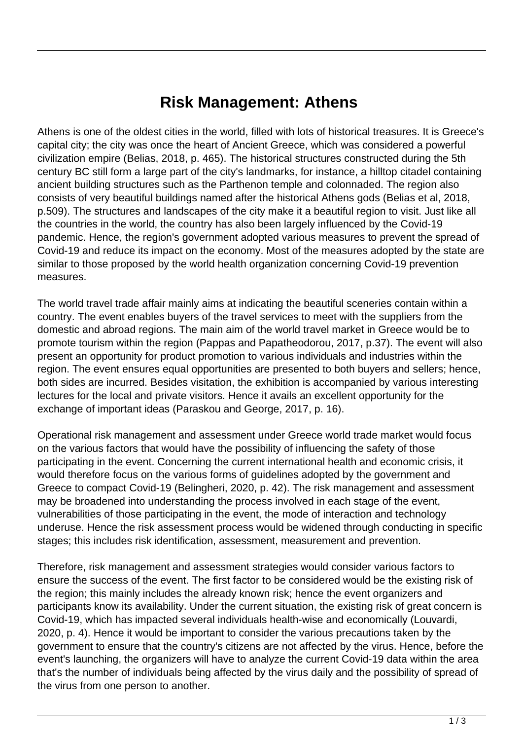# Risk Management: Athens

Athens is one of the oldest cities in the world, filled with lots of historical treasures. It is Greece's capital city; the city was once the heart of Ancient Greece, which was considered a powerful civilization empire (Belias, 2018, p. 465). The historical structures constructed during the 5th century BC still form a large part of the city's landmarks, for instance, a hilltop citadel containing ancient building structures such as the Parthenon temple and colonnaded. The region also consists of very beautiful buildings named after the historical Athens gods (Belias et al, 2018, p.509). The structures and landscapes of the city make it a beautiful region to visit. Just like all the countries in the world, the country has also been largely influenced by the Covid-19 pandemic. Hence, the region's government adopted various measures to prevent the spread of Covid-19 and reduce its impact on the economy. Most of the measures adopted by the state are similar to those proposed by the world health organization concerning Covid-19 prevention measures.

The world travel trade affair mainly aims at indicating the beautiful sceneries contain within a country. The event enables buyers of the travel services to meet with the suppliers from the domestic and abroad regions. The main aim of the world travel market in Greece would be to promote tourism within the region (Pappas and Papatheodorou, 2017, p.37). The event will also present an opportunity for product promotion to various individuals and industries within the region. The event ensures equal opportunities are presented to both buyers and sellers; hence, both sides are incurred. Besides visitation, the exhibition is accompanied by various interesting lectures for the local and private visitors. Hence it avails an excellent opportunity for the exchange of important ideas (Paraskou and George, 2017, p. 16).

Operational risk management and assessment under Greece world trade market would focus on the various factors that would have the possibility of influencing the safety of those participating in the event. Concerning the current international health and economic crisis, it would therefore focus on the various forms of guidelines adopted by the government and Greece to compact Covid-19 (Belingheri, 2020, p. 42). The risk management and assessment may be broadened into understanding the process involved in each stage of the event, vulnerabilities of those participating in the event, the mode of interaction and technology underuse. Hence the risk assessment process would be widened through conducting in specific stages; this includes risk identification, assessment, measurement and prevention.

Therefore, risk management and assessment strategies would consider various factors to ensure the success of the event. The first factor to be considered would be the existing risk of the region; this mainly includes the already known risk; hence the event organizers and participants know its availability. Under the current situation, the existing risk of great concern is Covid-19, which has impacted several individuals health-wise and economically (Louvardi, 2020, p. 4). Hence it would be important to consider the various precautions taken by the government to ensure that the country's citizens are not affected by the virus. Hence, before the event's launching, the organizers will have to analyze the current Covid-19 data within the area that's the number of individuals being affected by the virus daily and the possibility of spread of the virus from one person to another.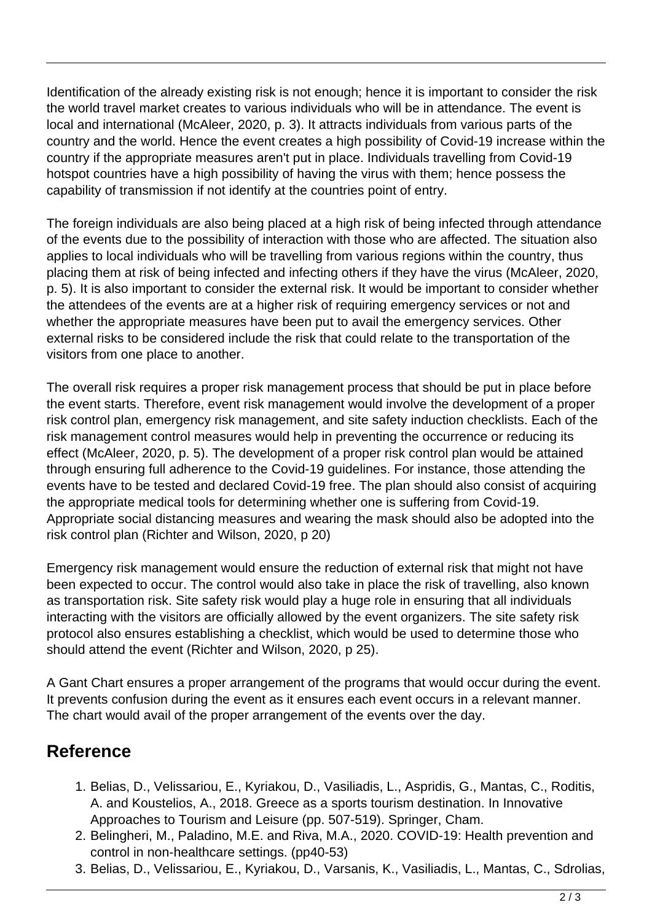Identification of the already existing risk is not enough; hence it is important to consider the risk the world travel market creates to various individuals who will be in attendance. The event is local and international (McAleer, 2020, p. 3). It attracts individuals from various parts of the country and the world. Hence the event creates a high possibility of Covid-19 increase within the country if the appropriate measures aren't put in place. Individuals travelling from Covid-19 hotspot countries have a high possibility of having the virus with them; hence possess the capability of transmission if not identify at the countries point of entry.

The foreign individuals are also being placed at a high risk of being infected through attendance of the events due to the possibility of interaction with those who are affected. The situation also applies to local individuals who will be travelling from various regions within the country, thus placing them at risk of being infected and infecting others if they have the virus (McAleer, 2020, p. 5). It is also important to consider the external risk. It would be important to consider whether the attendees of the events are at a higher risk of requiring emergency services or not and whether the appropriate measures have been put to avail the emergency services. Other external risks to be considered include the risk that could relate to the transportation of the visitors from one place to another.

The overall risk requires a proper risk management process that should be put in place before the event starts. Therefore, event risk management would involve the development of a proper risk control plan, emergency risk management, and site safety induction checklists. Each of the risk management control measures would help in preventing the occurrence or reducing its effect (McAleer, 2020, p. 5). The development of a proper risk control plan would be attained through ensuring full adherence to the Covid-19 guidelines. For instance, those attending the events have to be tested and declared Covid-19 free. The plan should also consist of acquiring the appropriate medical tools for determining whether one is suffering from Covid-19. Appropriate social distancing measures and wearing the mask should also be adopted into the risk control plan (Richter and Wilson, 2020, p 20)

Emergency risk management would ensure the reduction of external risk that might not have been expected to occur. The control would also take in place the risk of travelling, also known as transportation risk. Site safety risk would play a huge role in ensuring that all individuals interacting with the visitors are officially allowed by the event organizers. The site safety risk protocol also ensures establishing a checklist, which would be used to determine those who should attend the event (Richter and Wilson, 2020, p 25).

A Gant Chart ensures a proper arrangement of the programs that would occur during the event. It prevents confusion during the event as it ensures each event occurs in a relevant manner. The chart would avail of the proper arrangement of the events over the day.

## Reference

1. Belias, D., Velissariou, E., Kyriakou, D., Vasiliadis, L., Aspridis, G., Mantas, C., Roditis, A. and Koustelios, A., 2018. Greece as a sports tourism destination. In Innovative Approaches to Tourism and Leisure (pp. 507-519). Springer, Cham.
2. Belingheri, M., Paladino, M.E. and Riva, M.A., 2020. COVID-19: Health prevention and control in non-healthcare settings. (pp40-53)
3. Belias, D., Velissariou, E., Kyriakou, D., Varsanis, K., Vasiliadis, L., Mantas, C., Sdrolias,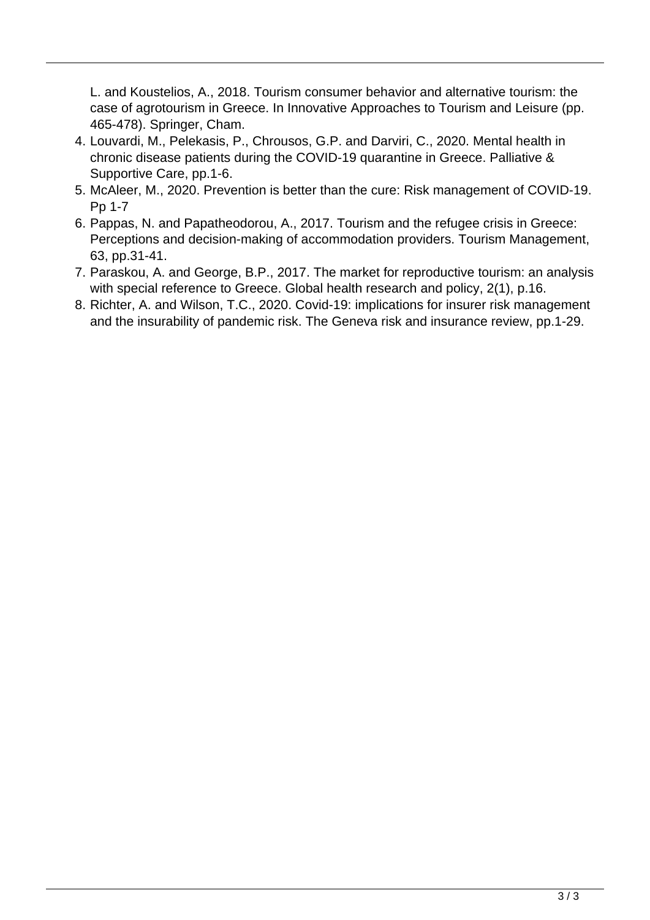L. and Koustelios, A., 2018. Tourism consumer behavior and alternative tourism: the case of agrotourism in Greece. In Innovative Approaches to Tourism and Leisure (pp. 465-478). Springer, Cham.

4. Louvardi, M., Pelekasis, P., Chrousos, G.P. and Darviri, C., 2020. Mental health in chronic disease patients during the COVID-19 quarantine in Greece. Palliative & Supportive Care, pp.1-6.
5. McAleer, M., 2020. Prevention is better than the cure: Risk management of COVID-19. Pp 1-7
6. Pappas, N. and Papatheodorou, A., 2017. Tourism and the refugee crisis in Greece: Perceptions and decision-making of accommodation providers. Tourism Management, 63, pp.31-41.
7. Paraskou, A. and George, B.P., 2017. The market for reproductive tourism: an analysis with special reference to Greece. Global health research and policy, 2(1), p.16.
8. Richter, A. and Wilson, T.C., 2020. Covid-19: implications for insurer risk management and the insurability of pandemic risk. The Geneva risk and insurance review, pp.1-29.